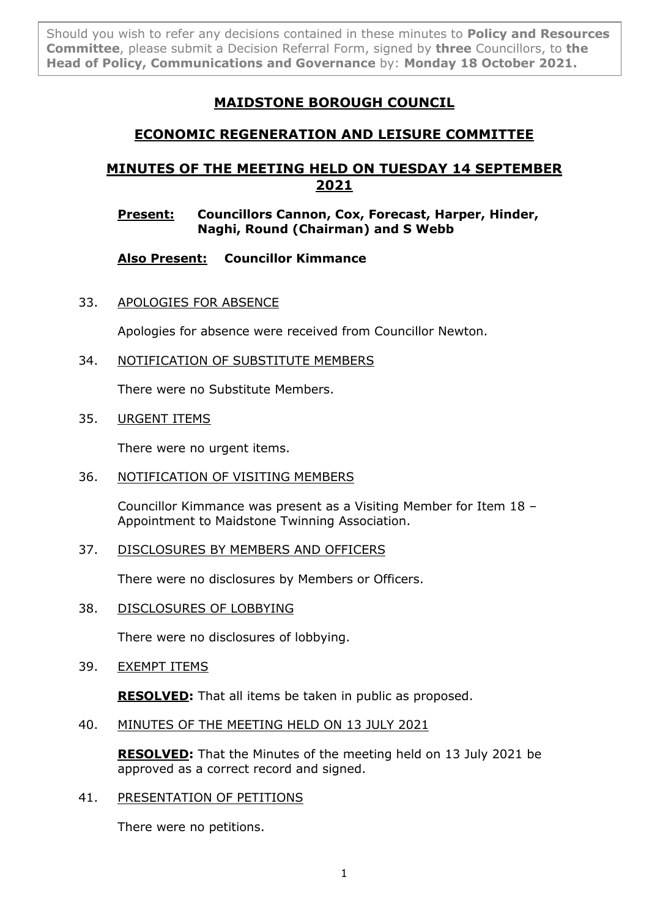Should you wish to refer any decisions contained in these minutes to **Policy and Resources Committee**, please submit a Decision Referral Form, signed by **three** Councillors, to **the Head of Policy, Communications and Governance** by: **Monday 18 October 2021.**

# MAIDSTONE BOROUGH COUNCIL

## ECONOMIC REGENERATION AND LEISURE COMMITTEE

## MINUTES OF THE MEETING HELD ON TUESDAY 14 SEPTEMBER 2021

**Present:** **Councillors Cannon, Cox, Forecast, Harper, Hinder, Naghi, Round (Chairman) and S Webb**

**Also Present:** **Councillor Kimmance**

33. APOLOGIES FOR ABSENCE

Apologies for absence were received from Councillor Newton.

34. NOTIFICATION OF SUBSTITUTE MEMBERS

There were no Substitute Members.

35. URGENT ITEMS

There were no urgent items.

36. NOTIFICATION OF VISITING MEMBERS

Councillor Kimmance was present as a Visiting Member for Item 18 – Appointment to Maidstone Twinning Association.

37. DISCLOSURES BY MEMBERS AND OFFICERS

There were no disclosures by Members or Officers.

38. DISCLOSURES OF LOBBYING

There were no disclosures of lobbying.

39. EXEMPT ITEMS

**RESOLVED:** That all items be taken in public as proposed.

40. MINUTES OF THE MEETING HELD ON 13 JULY 2021

**RESOLVED:** That the Minutes of the meeting held on 13 July 2021 be approved as a correct record and signed.

41. PRESENTATION OF PETITIONS

There were no petitions.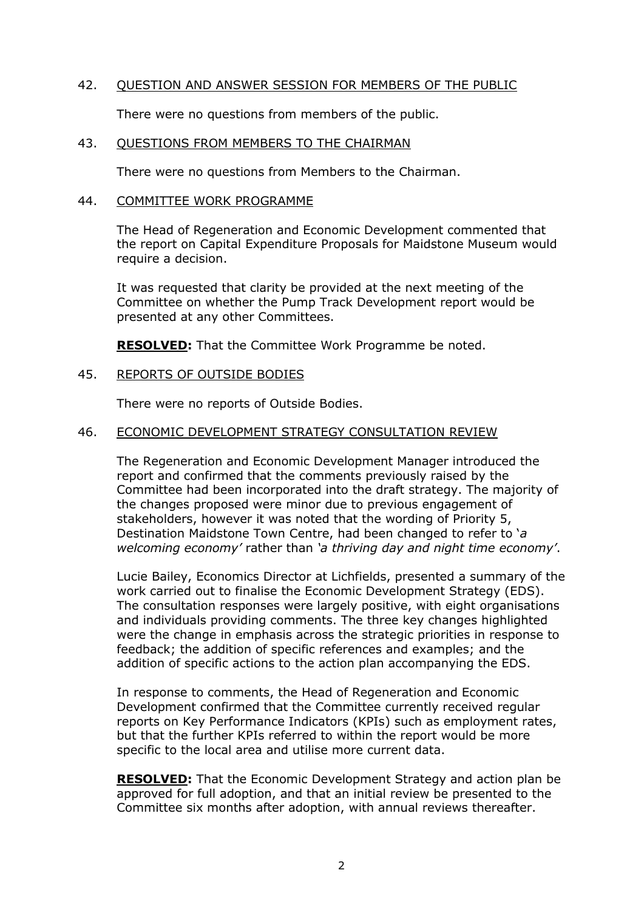## 42. QUESTION AND ANSWER SESSION FOR MEMBERS OF THE PUBLIC

There were no questions from members of the public.

## 43. QUESTIONS FROM MEMBERS TO THE CHAIRMAN

There were no questions from Members to the Chairman.

## 44. COMMITTEE WORK PROGRAMME

The Head of Regeneration and Economic Development commented that the report on Capital Expenditure Proposals for Maidstone Museum would require a decision.

It was requested that clarity be provided at the next meeting of the Committee on whether the Pump Track Development report would be presented at any other Committees.

**RESOLVED:** That the Committee Work Programme be noted.

## 45. REPORTS OF OUTSIDE BODIES

There were no reports of Outside Bodies.

## 46. ECONOMIC DEVELOPMENT STRATEGY CONSULTATION REVIEW

The Regeneration and Economic Development Manager introduced the report and confirmed that the comments previously raised by the Committee had been incorporated into the draft strategy. The majority of the changes proposed were minor due to previous engagement of stakeholders, however it was noted that the wording of Priority 5, Destination Maidstone Town Centre, had been changed to refer to '*a welcoming economy'* rather than *'a thriving day and night time economy'*.

Lucie Bailey, Economics Director at Lichfields, presented a summary of the work carried out to finalise the Economic Development Strategy (EDS). The consultation responses were largely positive, with eight organisations and individuals providing comments. The three key changes highlighted were the change in emphasis across the strategic priorities in response to feedback; the addition of specific references and examples; and the addition of specific actions to the action plan accompanying the EDS.

In response to comments, the Head of Regeneration and Economic Development confirmed that the Committee currently received regular reports on Key Performance Indicators (KPIs) such as employment rates, but that the further KPIs referred to within the report would be more specific to the local area and utilise more current data.

**RESOLVED:** That the Economic Development Strategy and action plan be approved for full adoption, and that an initial review be presented to the Committee six months after adoption, with annual reviews thereafter.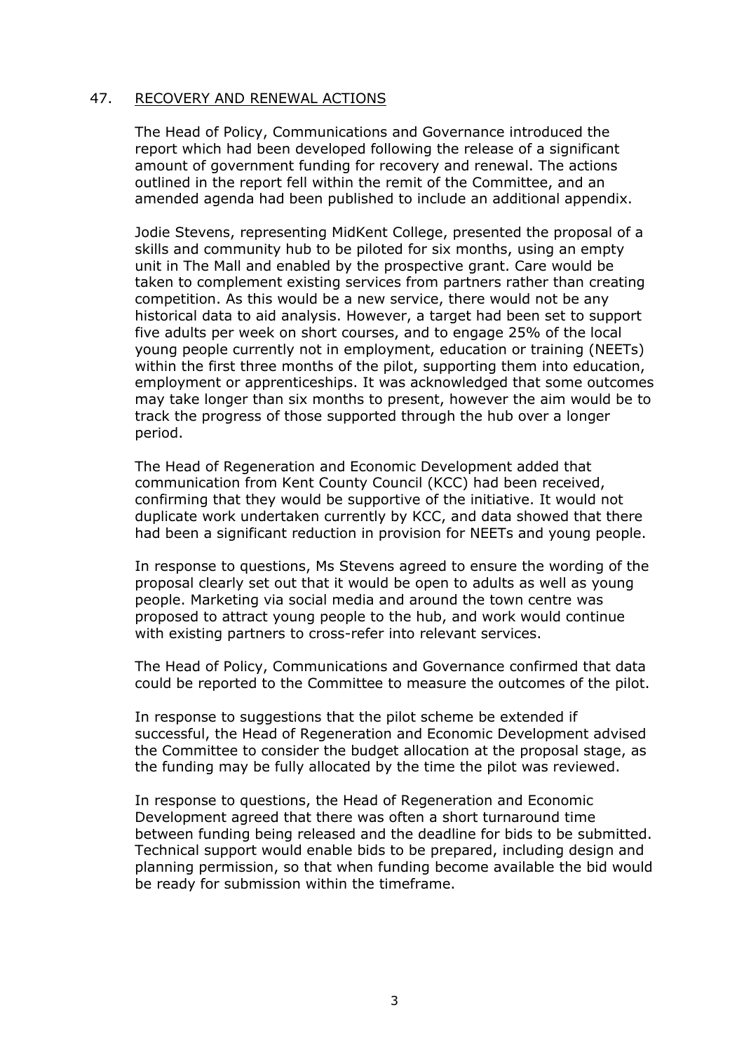## 47. RECOVERY AND RENEWAL ACTIONS

The Head of Policy, Communications and Governance introduced the report which had been developed following the release of a significant amount of government funding for recovery and renewal. The actions outlined in the report fell within the remit of the Committee, and an amended agenda had been published to include an additional appendix.

Jodie Stevens, representing MidKent College, presented the proposal of a skills and community hub to be piloted for six months, using an empty unit in The Mall and enabled by the prospective grant. Care would be taken to complement existing services from partners rather than creating competition. As this would be a new service, there would not be any historical data to aid analysis. However, a target had been set to support five adults per week on short courses, and to engage 25% of the local young people currently not in employment, education or training (NEETs) within the first three months of the pilot, supporting them into education, employment or apprenticeships. It was acknowledged that some outcomes may take longer than six months to present, however the aim would be to track the progress of those supported through the hub over a longer period.

The Head of Regeneration and Economic Development added that communication from Kent County Council (KCC) had been received, confirming that they would be supportive of the initiative. It would not duplicate work undertaken currently by KCC, and data showed that there had been a significant reduction in provision for NEETs and young people.

In response to questions, Ms Stevens agreed to ensure the wording of the proposal clearly set out that it would be open to adults as well as young people. Marketing via social media and around the town centre was proposed to attract young people to the hub, and work would continue with existing partners to cross-refer into relevant services.

The Head of Policy, Communications and Governance confirmed that data could be reported to the Committee to measure the outcomes of the pilot.

In response to suggestions that the pilot scheme be extended if successful, the Head of Regeneration and Economic Development advised the Committee to consider the budget allocation at the proposal stage, as the funding may be fully allocated by the time the pilot was reviewed.

In response to questions, the Head of Regeneration and Economic Development agreed that there was often a short turnaround time between funding being released and the deadline for bids to be submitted. Technical support would enable bids to be prepared, including design and planning permission, so that when funding become available the bid would be ready for submission within the timeframe.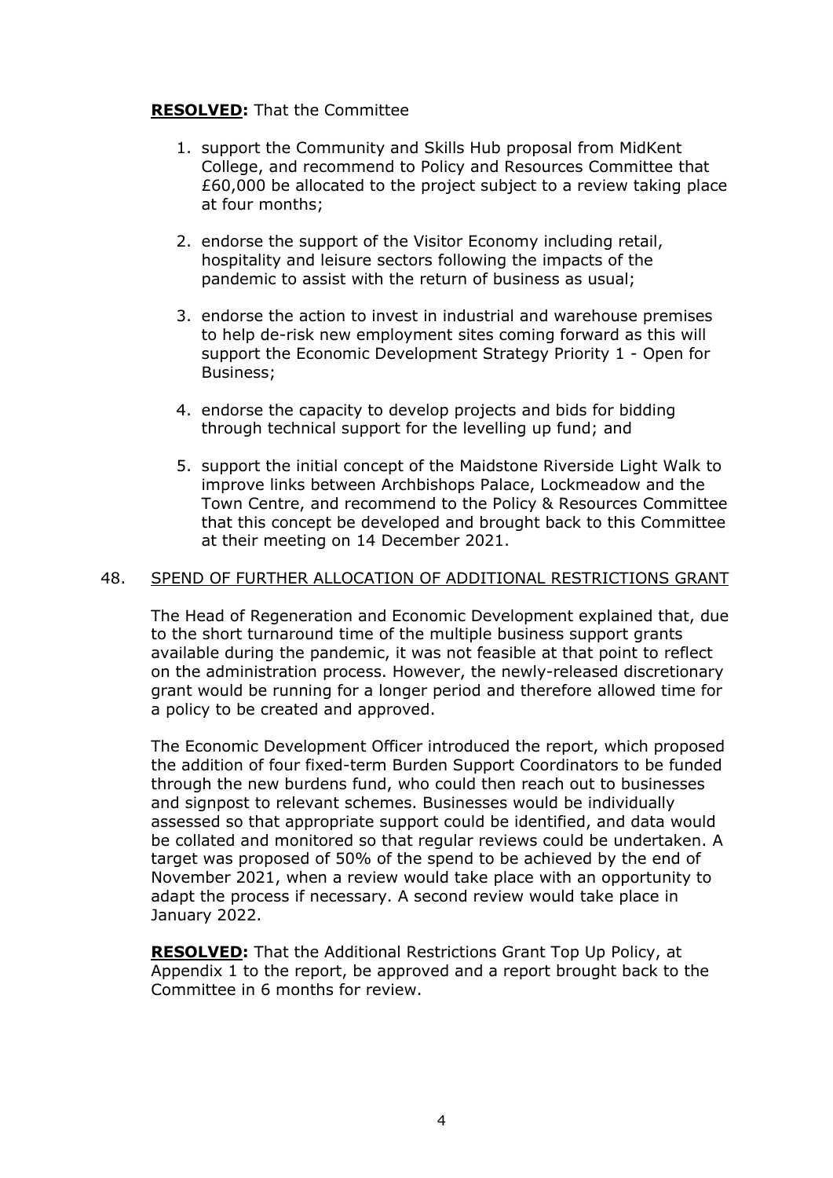**RESOLVED:** That the Committee

1. support the Community and Skills Hub proposal from MidKent College, and recommend to Policy and Resources Committee that £60,000 be allocated to the project subject to a review taking place at four months;

2. endorse the support of the Visitor Economy including retail, hospitality and leisure sectors following the impacts of the pandemic to assist with the return of business as usual;

3. endorse the action to invest in industrial and warehouse premises to help de-risk new employment sites coming forward as this will support the Economic Development Strategy Priority 1 - Open for Business;

4. endorse the capacity to develop projects and bids for bidding through technical support for the levelling up fund; and

5. support the initial concept of the Maidstone Riverside Light Walk to improve links between Archbishops Palace, Lockmeadow and the Town Centre, and recommend to the Policy & Resources Committee that this concept be developed and brought back to this Committee at their meeting on 14 December 2021.

## 48. SPEND OF FURTHER ALLOCATION OF ADDITIONAL RESTRICTIONS GRANT

The Head of Regeneration and Economic Development explained that, due to the short turnaround time of the multiple business support grants available during the pandemic, it was not feasible at that point to reflect on the administration process. However, the newly-released discretionary grant would be running for a longer period and therefore allowed time for a policy to be created and approved.

The Economic Development Officer introduced the report, which proposed the addition of four fixed-term Burden Support Coordinators to be funded through the new burdens fund, who could then reach out to businesses and signpost to relevant schemes. Businesses would be individually assessed so that appropriate support could be identified, and data would be collated and monitored so that regular reviews could be undertaken. A target was proposed of 50% of the spend to be achieved by the end of November 2021, when a review would take place with an opportunity to adapt the process if necessary. A second review would take place in January 2022.

**RESOLVED:** That the Additional Restrictions Grant Top Up Policy, at Appendix 1 to the report, be approved and a report brought back to the Committee in 6 months for review.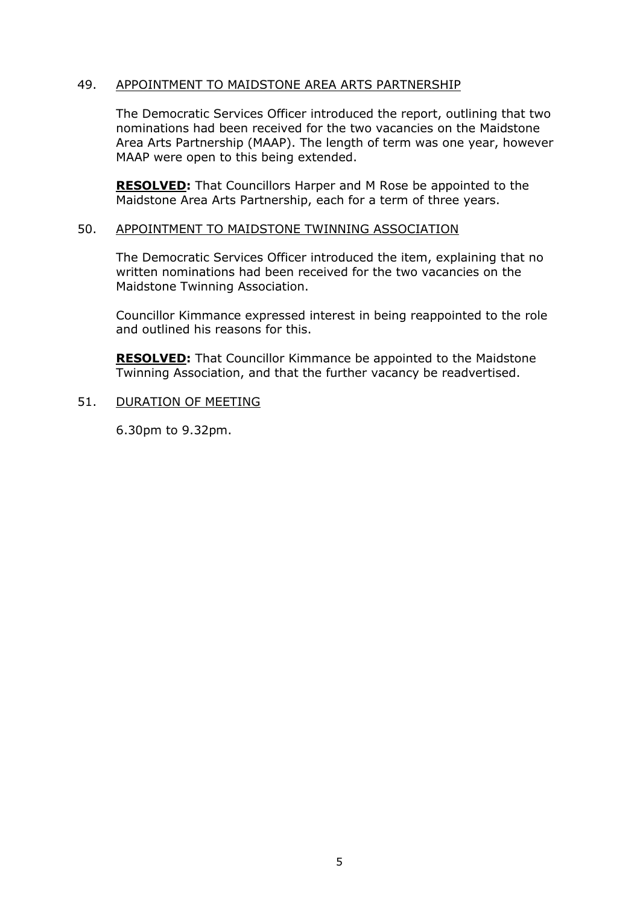49. APPOINTMENT TO MAIDSTONE AREA ARTS PARTNERSHIP

The Democratic Services Officer introduced the report, outlining that two nominations had been received for the two vacancies on the Maidstone Area Arts Partnership (MAAP). The length of term was one year, however MAAP were open to this being extended.

**RESOLVED:** That Councillors Harper and M Rose be appointed to the Maidstone Area Arts Partnership, each for a term of three years.

50. APPOINTMENT TO MAIDSTONE TWINNING ASSOCIATION

The Democratic Services Officer introduced the item, explaining that no written nominations had been received for the two vacancies on the Maidstone Twinning Association.

Councillor Kimmance expressed interest in being reappointed to the role and outlined his reasons for this.

**RESOLVED:** That Councillor Kimmance be appointed to the Maidstone Twinning Association, and that the further vacancy be readvertised.

51. DURATION OF MEETING

6.30pm to 9.32pm.